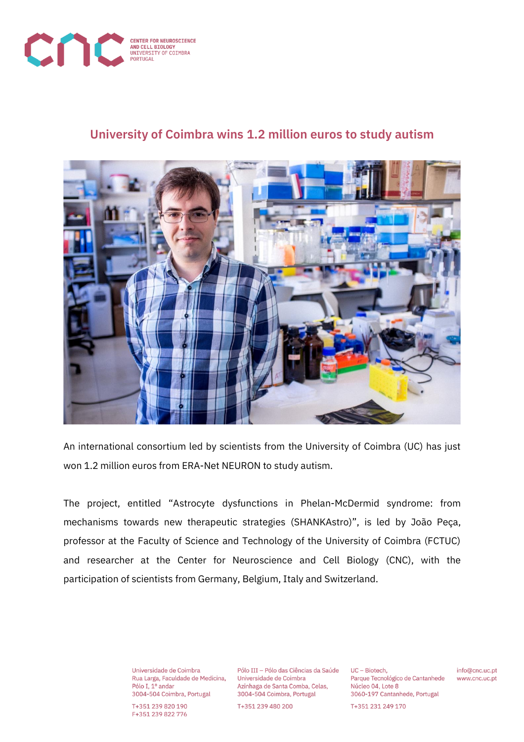# University of Coimbra wins 1.2 million euros to study autism

An international consortium led by scientists from the University of Coimbra (UC) has just won 1.2 million euros from ERA-Net NEURON to study autism.

The project, entitled "Astrocyte dysfunctions in Phelan-McDermid syndrome: from mechanisms towards new therapeutic strategies (SHANKAstro)", is led by João Peça, professor at the Faculty of Science and Technology of the University of Coimbra (FCTUC) and researcher at the Center for Neuroscience and Cell Biology (CNC), with the participation of scientists from Germany, Belgium, Italy and Switzerland.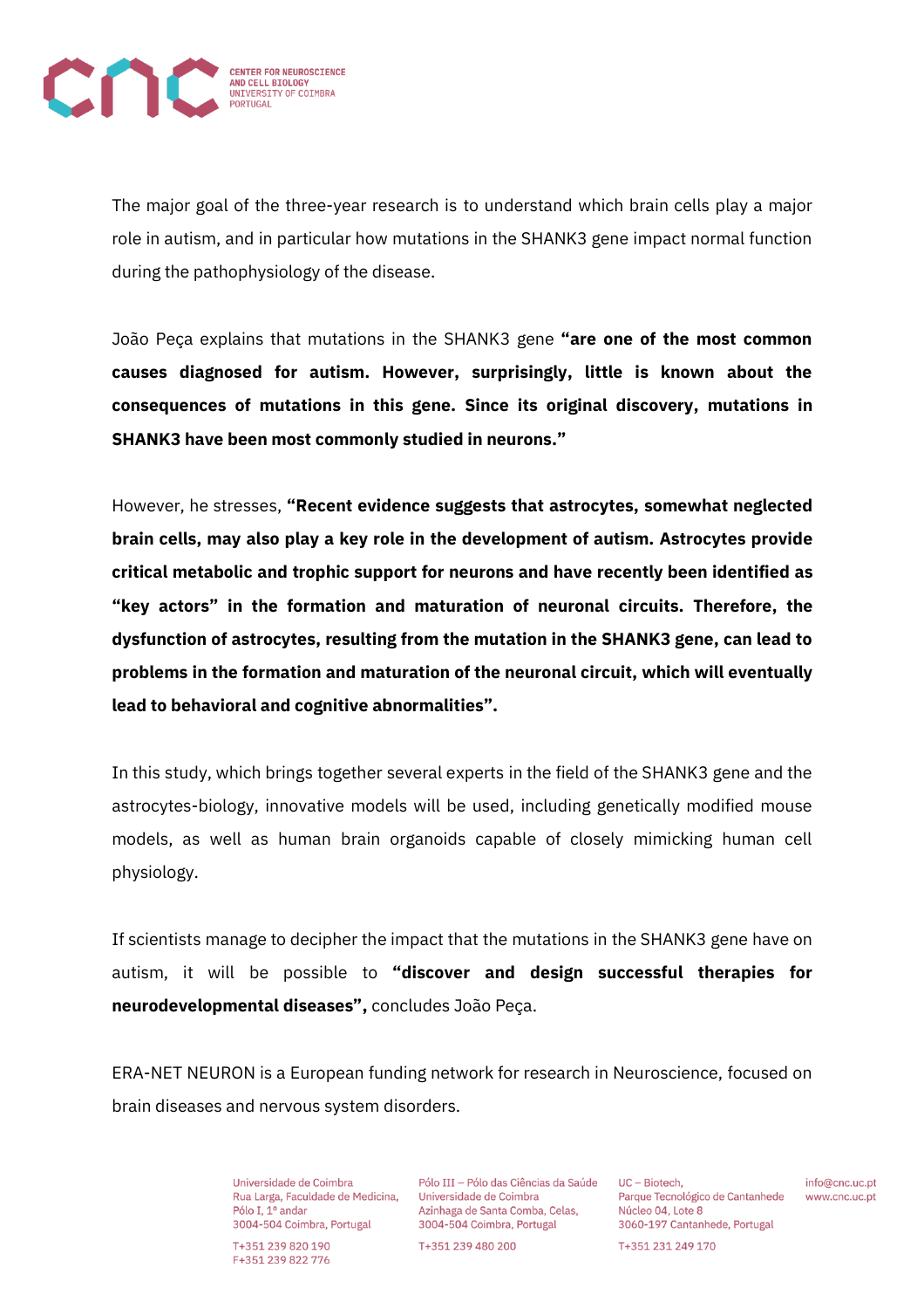The major goal of the three-year research is to understand which brain cells play a major role in autism, and in particular how mutations in the SHANK3 gene impact normal function during the pathophysiology of the disease.

João Peça explains that mutations in the SHANK3 gene **"are one of the most common causes diagnosed for autism. However, surprisingly, little is known about the consequences of mutations in this gene. Since its original discovery, mutations in SHANK3 have been most commonly studied in neurons."**

However, he stresses, **"Recent evidence suggests that astrocytes, somewhat neglected brain cells, may also play a key role in the development of autism. Astrocytes provide critical metabolic and trophic support for neurons and have recently been identified as "key actors" in the formation and maturation of neuronal circuits. Therefore, the dysfunction of astrocytes, resulting from the mutation in the SHANK3 gene, can lead to problems in the formation and maturation of the neuronal circuit, which will eventually lead to behavioral and cognitive abnormalities".**

In this study, which brings together several experts in the field of the SHANK3 gene and the astrocytes-biology, innovative models will be used, including genetically modified mouse models, as well as human brain organoids capable of closely mimicking human cell physiology.

If scientists manage to decipher the impact that the mutations in the SHANK3 gene have on autism, it will be possible to **"discover and design successful therapies for neurodevelopmental diseases",** concludes João Peça.

ERA-NET NEURON is a European funding network for research in Neuroscience, focused on brain diseases and nervous system disorders.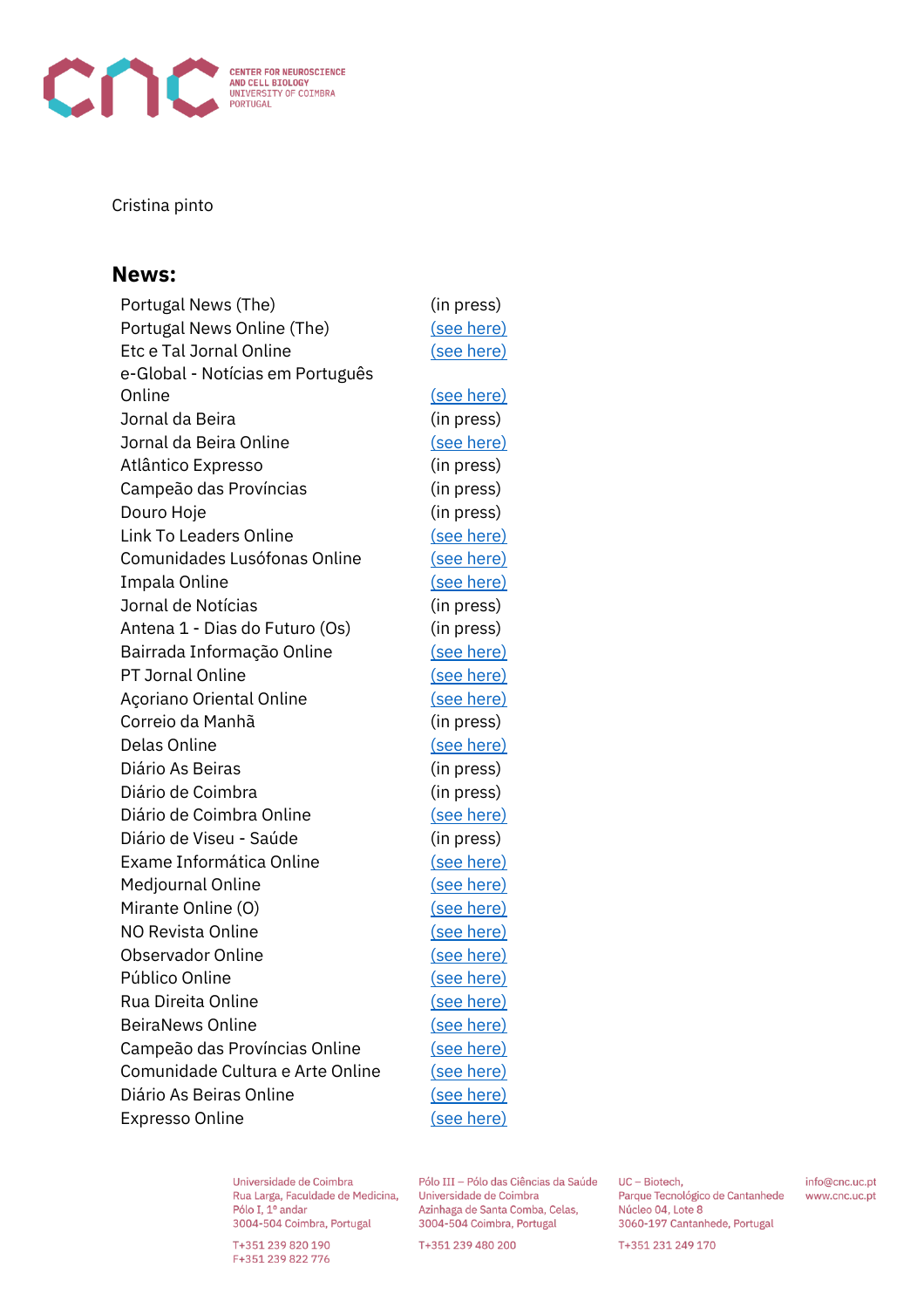Cristina pinto

## News:

| | |
|---|---|
| Portugal News (The) | (in press) |
| Portugal News Online (The) | (see here) |
| Etc e Tal Jornal Online | (see here) |
| e-Global - Notícias em Português Online | (see here) |
| Jornal da Beira | (in press) |
| Jornal da Beira Online | (see here) |
| Atlântico Expresso | (in press) |
| Campeão das Províncias | (in press) |
| Douro Hoje | (in press) |
| Link To Leaders Online | (see here) |
| Comunidades Lusófonas Online | (see here) |
| Impala Online | (see here) |
| Jornal de Notícias | (in press) |
| Antena 1 - Dias do Futuro (Os) | (in press) |
| Bairrada Informação Online | (see here) |
| PT Jornal Online | (see here) |
| Açoriano Oriental Online | (see here) |
| Correio da Manhã | (in press) |
| Delas Online | (see here) |
| Diário As Beiras | (in press) |
| Diário de Coimbra | (in press) |
| Diário de Coimbra Online | (see here) |
| Diário de Viseu - Saúde | (in press) |
| Exame Informática Online | (see here) |
| Medjournal Online | (see here) |
| Mirante Online (O) | (see here) |
| NO Revista Online | (see here) |
| Observador Online | (see here) |
| Público Online | (see here) |
| Rua Direita Online | (see here) |
| BeiraNews Online | (see here) |
| Campeão das Províncias Online | (see here) |
| Comunidade Cultura e Arte Online | (see here) |
| Diário As Beiras Online | (see here) |
| Expresso Online | (see here) |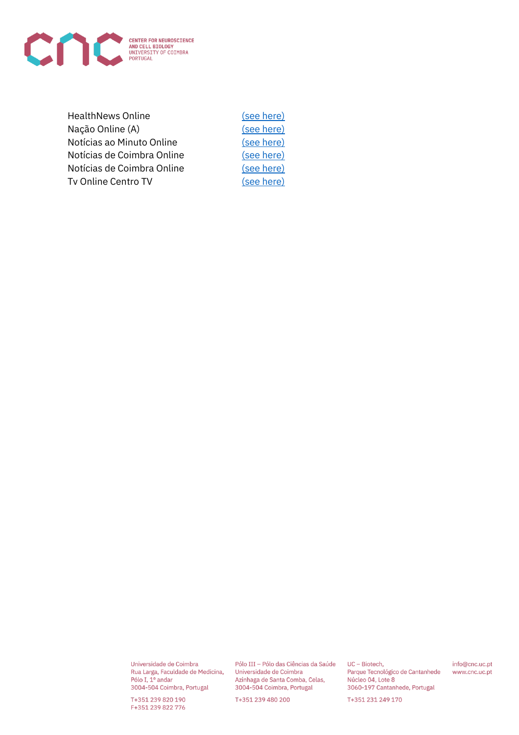| | |
|---|---|
| HealthNews Online | (see here) |
| Nação Online (A) | (see here) |
| Notícias ao Minuto Online | (see here) |
| Notícias de Coimbra Online | (see here) |
| Notícias de Coimbra Online | (see here) |
| Tv Online Centro TV | (see here) |